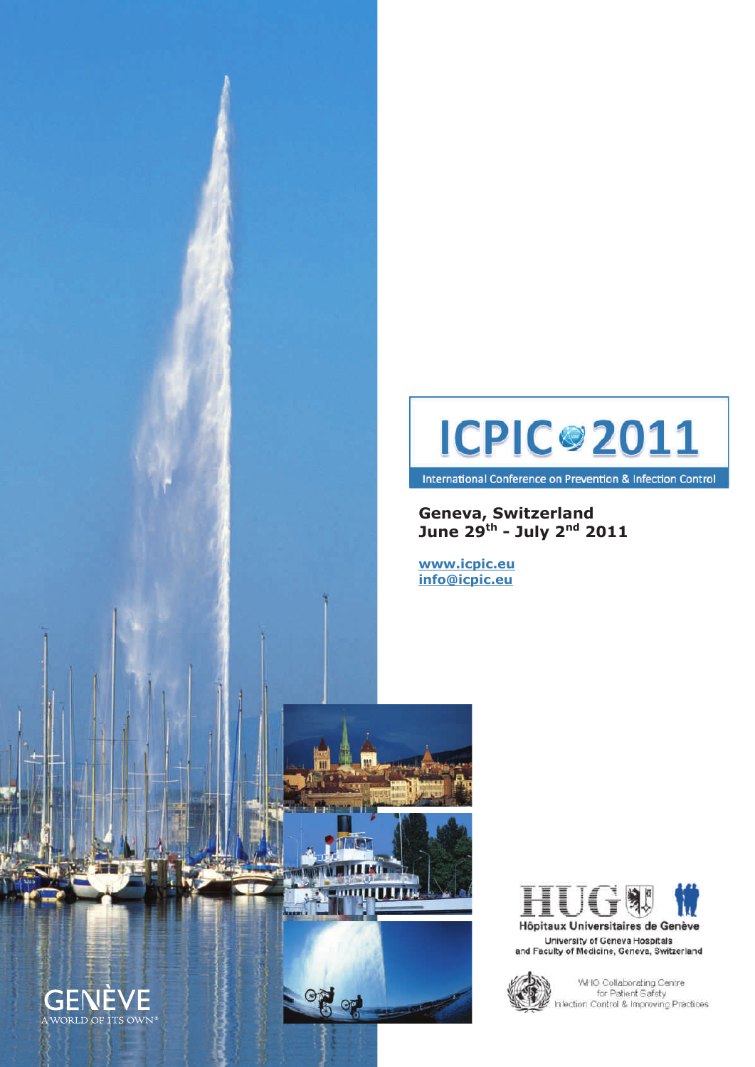# ICPIC 2011

International Conference on Prevention & Infection Control

**Geneva, Switzerland**
**June 29th - July 2nd 2011**

**www.icpic.eu**
**info@icpic.eu**

GENÈVE
A WORLD OF ITS OWN®

HUG
Hôpitaux Universitaires de Genève
University of Geneva Hospitals
and Faculty of Medicine, Geneva, Switzerland

WHO Collaborating Centre
for Patient Safety
Infection Control & Improving Practices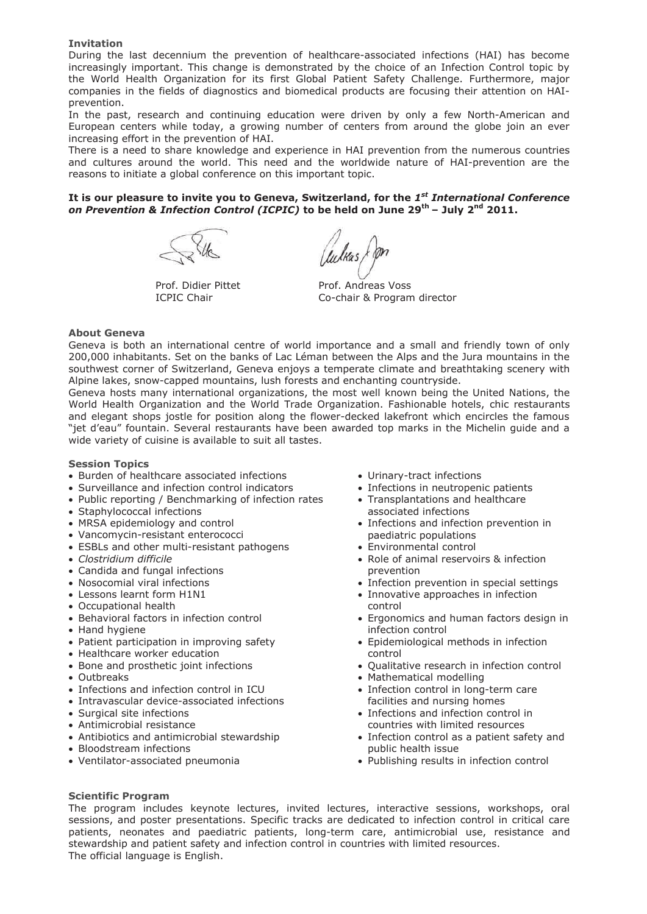**Invitation**

During the last decennium the prevention of healthcare-associated infections (HAI) has become increasingly important. This change is demonstrated by the choice of an Infection Control topic by the World Health Organization for its first Global Patient Safety Challenge. Furthermore, major companies in the fields of diagnostics and biomedical products are focusing their attention on HAI-prevention.

In the past, research and continuing education were driven by only a few North-American and European centers while today, a growing number of centers from around the globe join an ever increasing effort in the prevention of HAI.

There is a need to share knowledge and experience in HAI prevention from the numerous countries and cultures around the world. This need and the worldwide nature of HAI-prevention are the reasons to initiate a global conference on this important topic.

**It is our pleasure to invite you to Geneva, Switzerland, for the *1st International Conference on Prevention & Infection Control (ICPIC)* to be held on June 29th – July 2nd 2011.**

Prof. Didier Pittet
ICPIC Chair

Prof. Andreas Voss
Co-chair & Program director

**About Geneva**

Geneva is both an international centre of world importance and a small and friendly town of only 200,000 inhabitants. Set on the banks of Lac Léman between the Alps and the Jura mountains in the southwest corner of Switzerland, Geneva enjoys a temperate climate and breathtaking scenery with Alpine lakes, snow-capped mountains, lush forests and enchanting countryside.

Geneva hosts many international organizations, the most well known being the United Nations, the World Health Organization and the World Trade Organization. Fashionable hotels, chic restaurants and elegant shops jostle for position along the flower-decked lakefront which encircles the famous "jet d'eau" fountain. Several restaurants have been awarded top marks in the Michelin guide and a wide variety of cuisine is available to suit all tastes.

**Session Topics**

- Burden of healthcare associated infections
- Surveillance and infection control indicators
- Public reporting / Benchmarking of infection rates
- Staphylococcal infections
- MRSA epidemiology and control
- Vancomycin-resistant enterococci
- ESBLs and other multi-resistant pathogens
- *Clostridium difficile*
- Candida and fungal infections
- Nosocomial viral infections
- Lessons learnt form H1N1
- Occupational health
- Behavioral factors in infection control
- Hand hygiene
- Patient participation in improving safety
- Healthcare worker education
- Bone and prosthetic joint infections
- Outbreaks
- Infections and infection control in ICU
- Intravascular device-associated infections
- Surgical site infections
- Antimicrobial resistance
- Antibiotics and antimicrobial stewardship
- Bloodstream infections
- Ventilator-associated pneumonia
- Urinary-tract infections
- Infections in neutropenic patients
- Transplantations and healthcare associated infections
- Infections and infection prevention in paediatric populations
- Environmental control
- Role of animal reservoirs & infection prevention
- Infection prevention in special settings
- Innovative approaches in infection control
- Ergonomics and human factors design in infection control
- Epidemiological methods in infection control
- Qualitative research in infection control
- Mathematical modelling
- Infection control in long-term care facilities and nursing homes
- Infections and infection control in countries with limited resources
- Infection control as a patient safety and public health issue
- Publishing results in infection control

**Scientific Program**

The program includes keynote lectures, invited lectures, interactive sessions, workshops, oral sessions, and poster presentations. Specific tracks are dedicated to infection control in critical care patients, neonates and paediatric patients, long-term care, antimicrobial use, resistance and stewardship and patient safety and infection control in countries with limited resources.

The official language is English.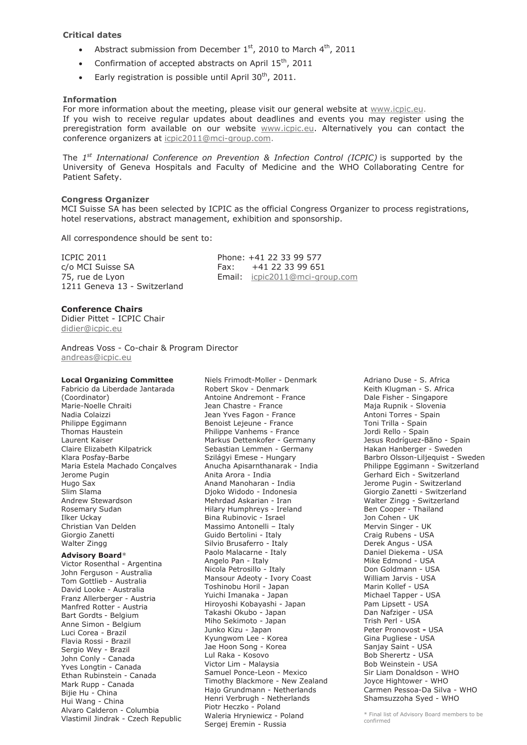**Critical dates**

- Abstract submission from December 1st, 2010 to March 4th, 2011
- Confirmation of accepted abstracts on April 15th, 2011
- Early registration is possible until April 30th, 2011.

**Information**

For more information about the meeting, please visit our general website at www.icpic.eu.
If you wish to receive regular updates about deadlines and events you may register using the preregistration form available on our website www.icpic.eu. Alternatively you can contact the conference organizers at icpic2011@mci-group.com.

The *1st International Conference on Prevention & Infection Control (ICPIC)* is supported by the University of Geneva Hospitals and Faculty of Medicine and the WHO Collaborating Centre for Patient Safety.

**Congress Organizer**

MCI Suisse SA has been selected by ICPIC as the official Congress Organizer to process registrations, hotel reservations, abstract management, exhibition and sponsorship.

All correspondence should be sent to:

ICPIC 2011
c/o MCI Suisse SA
75, rue de Lyon
1211 Geneva 13 - Switzerland

Phone: +41 22 33 99 577
Fax: +41 22 33 99 651
Email: icpic2011@mci-group.com

**Conference Chairs**

Didier Pittet - ICPIC Chair
didier@icpic.eu

Andreas Voss - Co-chair & Program Director
andreas@icpic.eu

**Local Organizing Committee**

Fabricio da Liberdade Jantarada (Coordinator)
Marie-Noelle Chraiti
Nadia Colaizzi
Philippe Eggimann
Thomas Haustein
Laurent Kaiser
Claire Elizabeth Kilpatrick
Klara Posfay-Barbe
Maria Estela Machado Conçalves
Jerome Pugin
Hugo Sax
Slim Slama
Andrew Stewardson
Rosemary Sudan
Ilker Uckay
Christian Van Delden
Giorgio Zanetti
Walter Zingg

**Advisory Board***

Victor Rosenthal - Argentina
John Ferguson - Australia
Tom Gottlieb - Australia
David Looke - Australia
Franz Allerberger - Austria
Manfred Rotter - Austria
Bart Gordts - Belgium
Anne Simon - Belgium
Luci Corea - Brazil
Flavia Rossi - Brazil
Sergio Wey - Brazil
John Conly - Canada
Yves Longtin - Canada
Ethan Rubinstein - Canada
Mark Rupp - Canada
Bijie Hu - China
Hui Wang - China
Alvaro Calderon - Columbia
Vlastimil Jindrak - Czech Republic
Niels Frimodt-Moller - Denmark
Robert Skov - Denmark
Antoine Andremont - France
Jean Chastre - France
Jean Yves Fagon - France
Benoist Lejeune - France
Philippe Vanhems - France
Markus Dettenkofer - Germany
Sebastian Lemmen - Germany
Szilágyi Emese - Hungary
Anucha Apisarnthanarak - India
Anita Arora - India
Anand Manoharan - India
Djoko Widodo - Indonesia
Mehrdad Askarian - Iran
Hilary Humphreys - Ireland
Bina Rubinovic - Israel
Massimo Antonelli – Italy
Guido Bertolini - Italy
Silvio Brusaferro - Italy
Paolo Malacarne - Italy
Angelo Pan - Italy
Nicola Petrosillo - Italy
Mansour Adeoty - Ivory Coast
Toshinobu Horil - Japan
Yuichi Imanaka - Japan
Hiroyoshi Kobayashi - Japan
Takashi Okubo - Japan
Miho Sekimoto - Japan
Junko Kizu - Japan
Kyungwom Lee - Korea
Jae Hoon Song - Korea
Lul Raka - Kosovo
Victor Lim - Malaysia
Samuel Ponce-Leon - Mexico
Timothy Blackmore - New Zealand
Hajo Grundmann - Netherlands
Henri Verbrugh - Netherlands
Piotr Heczko - Poland
Waleria Hryniewicz - Poland
Sergej Eremin - Russia
Adriano Duse - S. Africa
Keith Klugman - S. Africa
Dale Fisher - Singapore
Maja Rupnik - Slovenia
Antoni Torres - Spain
Toni Trilla - Spain
Jordi Rello - Spain
Jesus Rodríguez-Bãno - Spain
Hakan Hanberger - Sweden
Barbro Olsson-Liljequist - Sweden
Philippe Eggimann - Switzerland
Gerhard Eich - Switzerland
Jerome Pugin - Switzerland
Giorgio Zanetti - Switzerland
Walter Zingg - Switzerland
Ben Cooper - Thailand
Jon Cohen - UK
Mervin Singer - UK
Craig Rubens - USA
Derek Angus - USA
Daniel Diekema - USA
Mike Edmond - USA
Don Goldmann - USA
William Jarvis - USA
Marin Kollef - USA
Michael Tapper - USA
Pam Lipsett - USA
Dan Nafziger - USA
Trish Perl - USA
Peter Pronovost - USA
Gina Pugliese - USA
Sanjay Saint - USA
Bob Sherertz - USA
Bob Weinstein - USA
Sir Liam Donaldson - WHO
Joyce Hightower - WHO
Carmen Pessoa-Da Silva - WHO
Shamsuzzoha Syed - WHO

\* Final list of Advisory Board members to be confirmed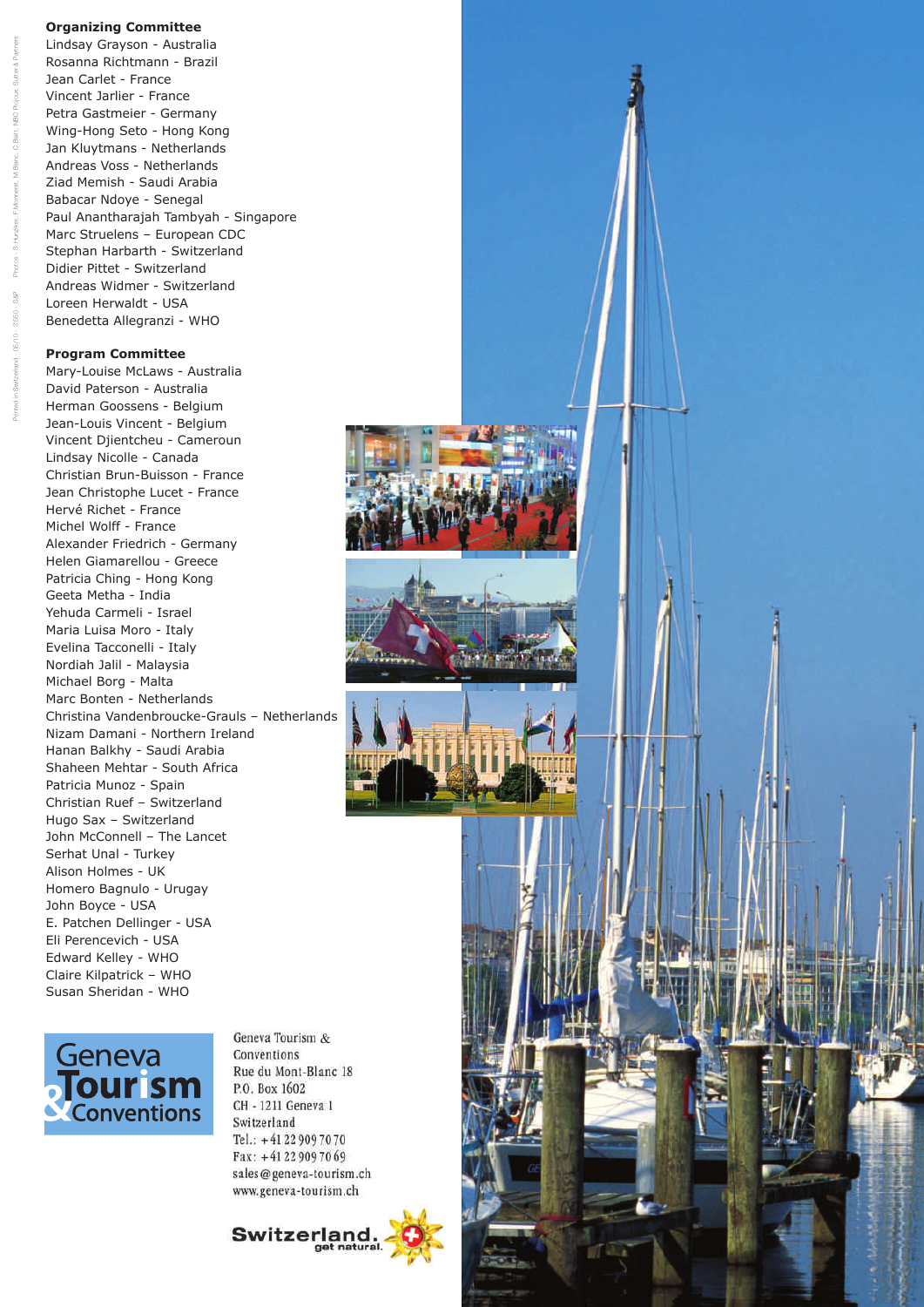**Organizing Committee**

Lindsay Grayson - Australia
Rosanna Richtmann - Brazil
Jean Carlet - France
Vincent Jarlier - France
Petra Gastmeier - Germany
Wing-Hong Seto - Hong Kong
Jan Kluytmans - Netherlands
Andreas Voss - Netherlands
Ziad Memish - Saudi Arabia
Babacar Ndoye - Senegal
Paul Anantharajah Tambyah - Singapore
Marc Struelens – European CDC
Stephan Harbarth - Switzerland
Didier Pittet - Switzerland
Andreas Widmer - Switzerland
Loreen Herwaldt - USA
Benedetta Allegranzi - WHO

**Program Committee**

Mary-Louise McLaws - Australia
David Paterson - Australia
Herman Goossens - Belgium
Jean-Louis Vincent - Belgium
Vincent Djientcheu - Cameroun
Lindsay Nicolle - Canada
Christian Brun-Buisson - France
Jean Christophe Lucet - France
Hervé Richet - France
Michel Wolff - France
Alexander Friedrich - Germany
Helen Giamarellou - Greece
Patricia Ching - Hong Kong
Geeta Metha - India
Yehuda Carmeli - Israel
Maria Luisa Moro - Italy
Evelina Tacconelli - Italy
Nordiah Jalil - Malaysia
Michael Borg - Malta
Marc Bonten - Netherlands
Christina Vandenbroucke-Grauls – Netherlands
Nizam Damani - Northern Ireland
Hanan Balkhy - Saudi Arabia
Shaheen Mehtar - South Africa
Patricia Munoz - Spain
Christian Ruef – Switzerland
Hugo Sax – Switzerland
John McConnell – The Lancet
Serhat Unal - Turkey
Alison Holmes - UK
Homero Bagnulo - Urugay
John Boyce - USA
E. Patchen Dellinger - USA
Eli Perencevich - USA
Edward Kelley - WHO
Claire Kilpatrick – WHO
Susan Sheridan - WHO

Geneva Tourism & Conventions

Geneva Tourism &
Conventions
Rue du Mont-Blanc 18
P.O. Box 1602
CH - 1211 Geneva 1
Switzerland
Tel.: +41 22 909 70 70
Fax: +41 22 909 70 69
sales@geneva-tourism.ch
www.geneva-tourism.ch

Switzerland. get natural.